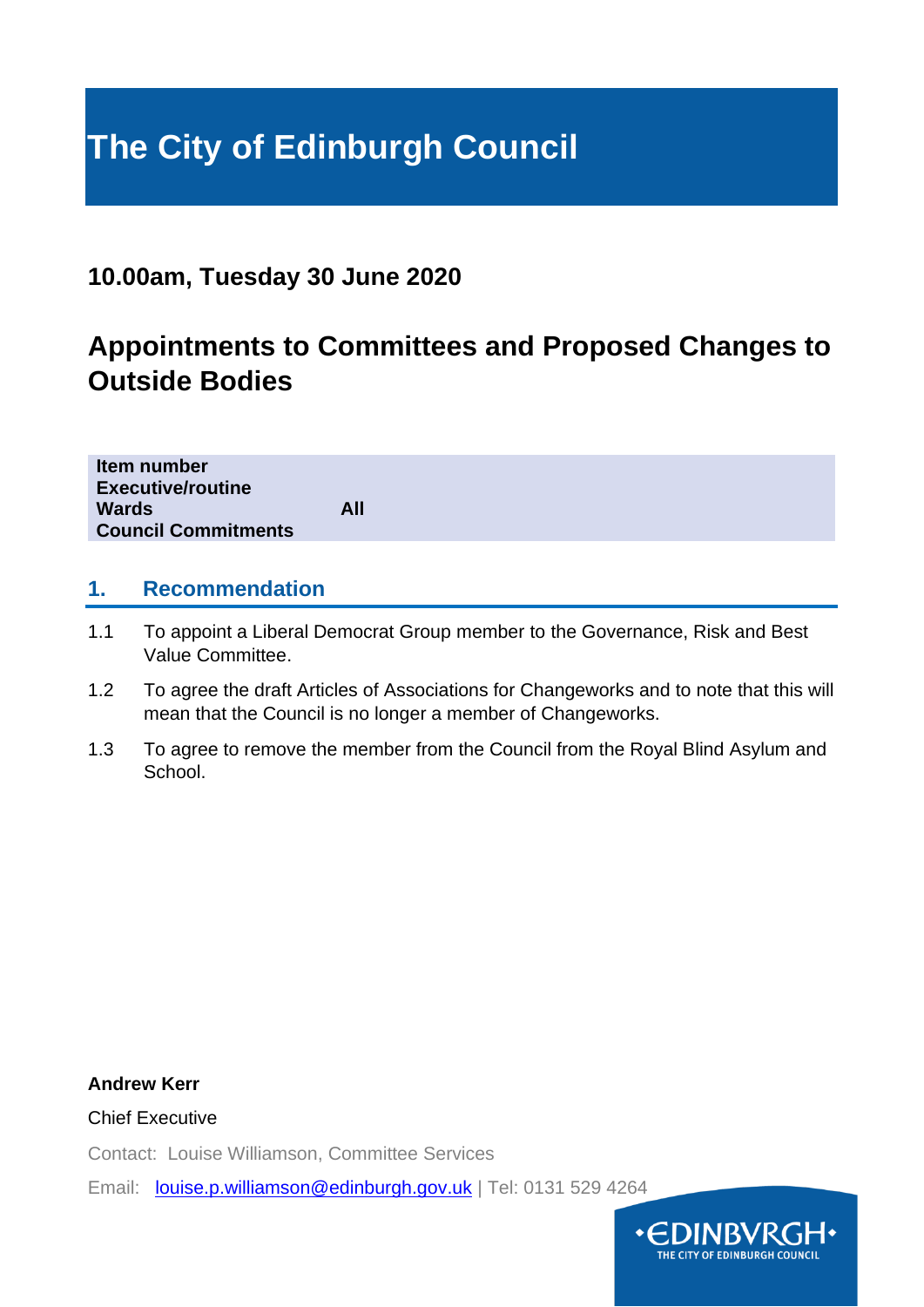# The City of Edinburgh Council

## 10.00am, Tuesday 30 June 2020

# Appointments to Committees and Proposed Changes to Outside Bodies

| | |
|---|---|
| **Item number** | |
| **Executive/routine** | |
| **Wards** | **All** |
| **Council Commitments** | |

## 1. Recommendation

1.1 To appoint a Liberal Democrat Group member to the Governance, Risk and Best Value Committee.

1.2 To agree the draft Articles of Associations for Changeworks and to note that this will mean that the Council is no longer a member of Changeworks.

1.3 To agree to remove the member from the Council from the Royal Blind Asylum and School.

**Andrew Kerr**

Chief Executive

Contact: Louise Williamson, Committee Services

Email: louise.p.williamson@edinburgh.gov.uk | Tel: 0131 529 4264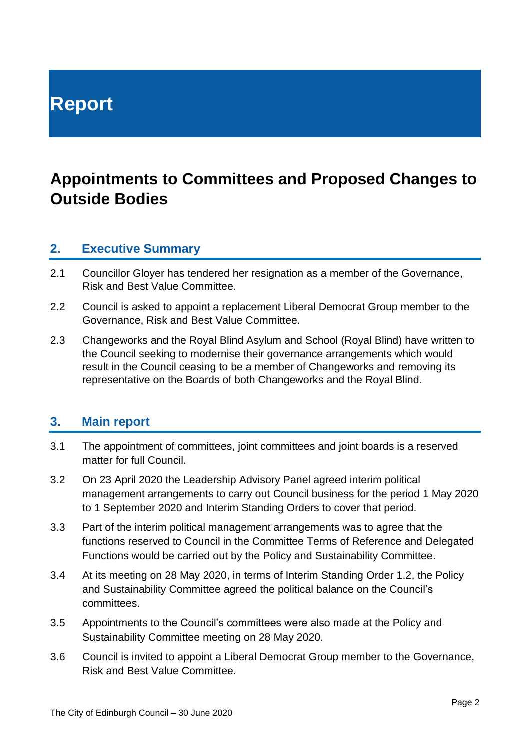# Report

# Appointments to Committees and Proposed Changes to Outside Bodies

## 2. Executive Summary

2.1 Councillor Gloyer has tendered her resignation as a member of the Governance, Risk and Best Value Committee.

2.2 Council is asked to appoint a replacement Liberal Democrat Group member to the Governance, Risk and Best Value Committee.

2.3 Changeworks and the Royal Blind Asylum and School (Royal Blind) have written to the Council seeking to modernise their governance arrangements which would result in the Council ceasing to be a member of Changeworks and removing its representative on the Boards of both Changeworks and the Royal Blind.

## 3. Main report

3.1 The appointment of committees, joint committees and joint boards is a reserved matter for full Council.

3.2 On 23 April 2020 the Leadership Advisory Panel agreed interim political management arrangements to carry out Council business for the period 1 May 2020 to 1 September 2020 and Interim Standing Orders to cover that period.

3.3 Part of the interim political management arrangements was to agree that the functions reserved to Council in the Committee Terms of Reference and Delegated Functions would be carried out by the Policy and Sustainability Committee.

3.4 At its meeting on 28 May 2020, in terms of Interim Standing Order 1.2, the Policy and Sustainability Committee agreed the political balance on the Council's committees.

3.5 Appointments to the Council's committees were also made at the Policy and Sustainability Committee meeting on 28 May 2020.

3.6 Council is invited to appoint a Liberal Democrat Group member to the Governance, Risk and Best Value Committee.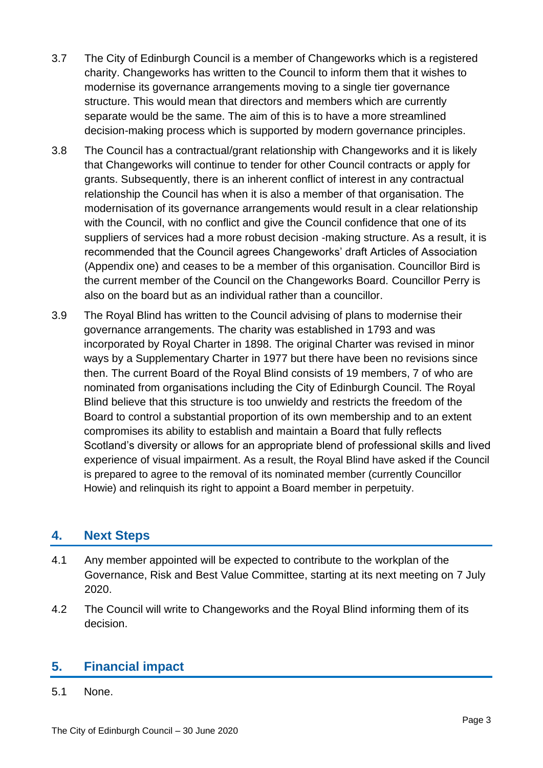3.7 The City of Edinburgh Council is a member of Changeworks which is a registered charity. Changeworks has written to the Council to inform them that it wishes to modernise its governance arrangements moving to a single tier governance structure. This would mean that directors and members which are currently separate would be the same. The aim of this is to have a more streamlined decision-making process which is supported by modern governance principles.

3.8 The Council has a contractual/grant relationship with Changeworks and it is likely that Changeworks will continue to tender for other Council contracts or apply for grants. Subsequently, there is an inherent conflict of interest in any contractual relationship the Council has when it is also a member of that organisation. The modernisation of its governance arrangements would result in a clear relationship with the Council, with no conflict and give the Council confidence that one of its suppliers of services had a more robust decision -making structure. As a result, it is recommended that the Council agrees Changeworks' draft Articles of Association (Appendix one) and ceases to be a member of this organisation. Councillor Bird is the current member of the Council on the Changeworks Board. Councillor Perry is also on the board but as an individual rather than a councillor.

3.9 The Royal Blind has written to the Council advising of plans to modernise their governance arrangements. The charity was established in 1793 and was incorporated by Royal Charter in 1898. The original Charter was revised in minor ways by a Supplementary Charter in 1977 but there have been no revisions since then. The current Board of the Royal Blind consists of 19 members, 7 of who are nominated from organisations including the City of Edinburgh Council. The Royal Blind believe that this structure is too unwieldy and restricts the freedom of the Board to control a substantial proportion of its own membership and to an extent compromises its ability to establish and maintain a Board that fully reflects Scotland's diversity or allows for an appropriate blend of professional skills and lived experience of visual impairment. As a result, the Royal Blind have asked if the Council is prepared to agree to the removal of its nominated member (currently Councillor Howie) and relinquish its right to appoint a Board member in perpetuity.

## 4. Next Steps

4.1 Any member appointed will be expected to contribute to the workplan of the Governance, Risk and Best Value Committee, starting at its next meeting on 7 July 2020.

4.2 The Council will write to Changeworks and the Royal Blind informing them of its decision.

## 5. Financial impact

5.1 None.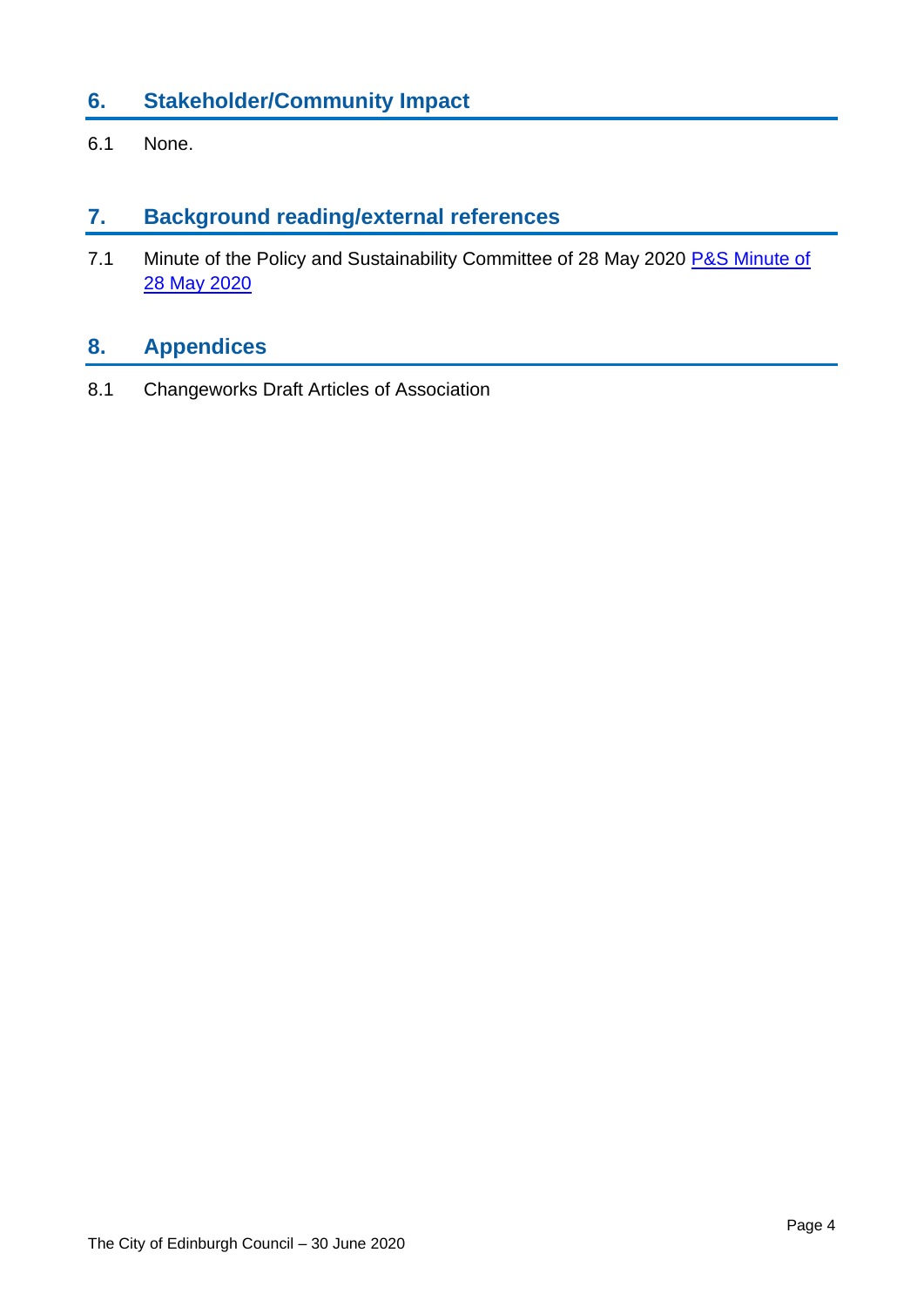## 6. Stakeholder/Community Impact

6.1 None.

## 7. Background reading/external references

7.1 Minute of the Policy and Sustainability Committee of 28 May 2020 [P&S Minute of 28 May 2020]

## 8. Appendices

8.1 Changeworks Draft Articles of Association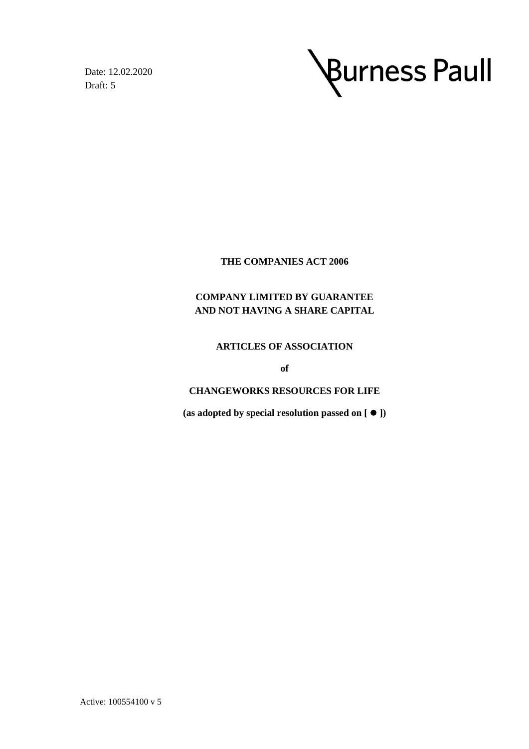Date: 12.02.2020
Draft: 5

Burness Paull

**THE COMPANIES ACT 2006**

**COMPANY LIMITED BY GUARANTEE**
**AND NOT HAVING A SHARE CAPITAL**

**ARTICLES OF ASSOCIATION**

**of**

**CHANGEWORKS RESOURCES FOR LIFE**

**(as adopted by special resolution passed on [ ● ])**

Active: 100554100 v 5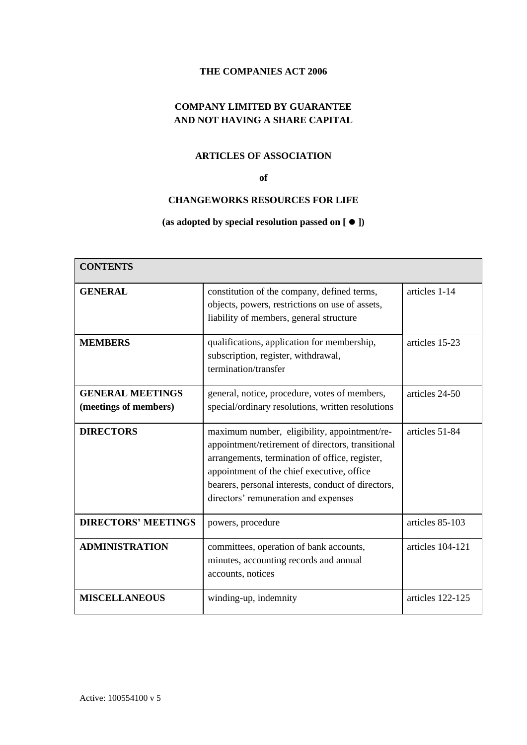**THE COMPANIES ACT 2006**

**COMPANY LIMITED BY GUARANTEE AND NOT HAVING A SHARE CAPITAL**

**ARTICLES OF ASSOCIATION**

**of**

**CHANGEWORKS RESOURCES FOR LIFE**

**(as adopted by special resolution passed on [ ● ])**

| **CONTENTS** | | |
|---|---|---|
| **GENERAL** | constitution of the company, defined terms, objects, powers, restrictions on use of assets, liability of members, general structure | articles 1-14 |
| **MEMBERS** | qualifications, application for membership, subscription, register, withdrawal, termination/transfer | articles 15-23 |
| **GENERAL MEETINGS (meetings of members)** | general, notice, procedure, votes of members, special/ordinary resolutions, written resolutions | articles 24-50 |
| **DIRECTORS** | maximum number, eligibility, appointment/re-appointment/retirement of directors, transitional arrangements, termination of office, register, appointment of the chief executive, office bearers, personal interests, conduct of directors, directors' remuneration and expenses | articles 51-84 |
| **DIRECTORS' MEETINGS** | powers, procedure | articles 85-103 |
| **ADMINISTRATION** | committees, operation of bank accounts, minutes, accounting records and annual accounts, notices | articles 104-121 |
| **MISCELLANEOUS** | winding-up, indemnity | articles 122-125 |

Active: 100554100 v 5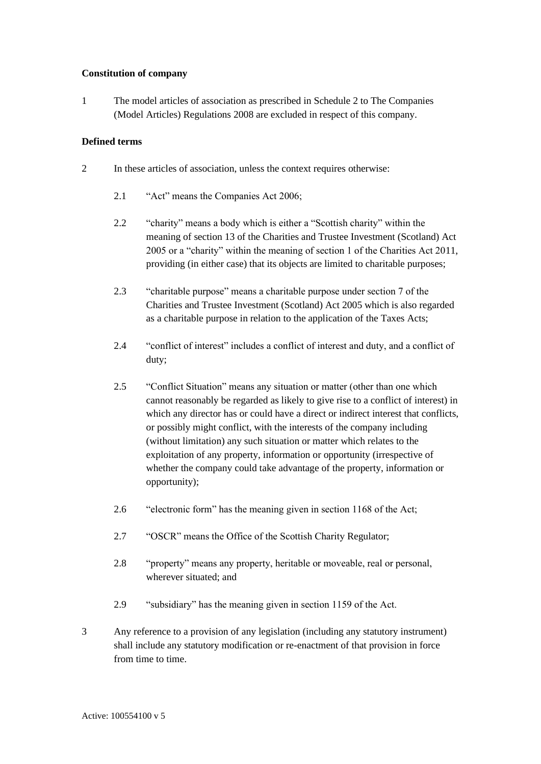**Constitution of company**

1 The model articles of association as prescribed in Schedule 2 to The Companies (Model Articles) Regulations 2008 are excluded in respect of this company.

**Defined terms**

2 In these articles of association, unless the context requires otherwise:

2.1 "Act" means the Companies Act 2006;

2.2 "charity" means a body which is either a "Scottish charity" within the meaning of section 13 of the Charities and Trustee Investment (Scotland) Act 2005 or a "charity" within the meaning of section 1 of the Charities Act 2011, providing (in either case) that its objects are limited to charitable purposes;

2.3 "charitable purpose" means a charitable purpose under section 7 of the Charities and Trustee Investment (Scotland) Act 2005 which is also regarded as a charitable purpose in relation to the application of the Taxes Acts;

2.4 "conflict of interest" includes a conflict of interest and duty, and a conflict of duty;

2.5 "Conflict Situation" means any situation or matter (other than one which cannot reasonably be regarded as likely to give rise to a conflict of interest) in which any director has or could have a direct or indirect interest that conflicts, or possibly might conflict, with the interests of the company including (without limitation) any such situation or matter which relates to the exploitation of any property, information or opportunity (irrespective of whether the company could take advantage of the property, information or opportunity);

2.6 "electronic form" has the meaning given in section 1168 of the Act;

2.7 "OSCR" means the Office of the Scottish Charity Regulator;

2.8 "property" means any property, heritable or moveable, real or personal, wherever situated; and

2.9 "subsidiary" has the meaning given in section 1159 of the Act.

3 Any reference to a provision of any legislation (including any statutory instrument) shall include any statutory modification or re-enactment of that provision in force from time to time.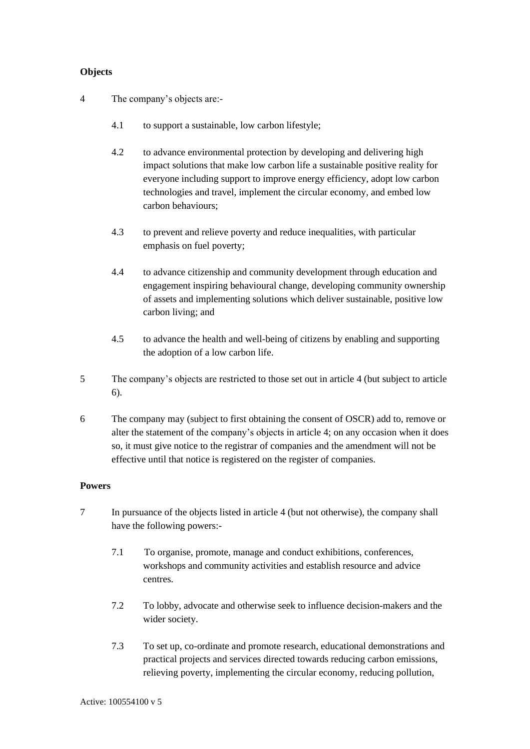**Objects**

4 The company's objects are:-

4.1 to support a sustainable, low carbon lifestyle;

4.2 to advance environmental protection by developing and delivering high impact solutions that make low carbon life a sustainable positive reality for everyone including support to improve energy efficiency, adopt low carbon technologies and travel, implement the circular economy, and embed low carbon behaviours;

4.3 to prevent and relieve poverty and reduce inequalities, with particular emphasis on fuel poverty;

4.4 to advance citizenship and community development through education and engagement inspiring behavioural change, developing community ownership of assets and implementing solutions which deliver sustainable, positive low carbon living; and

4.5 to advance the health and well-being of citizens by enabling and supporting the adoption of a low carbon life.

5 The company's objects are restricted to those set out in article 4 (but subject to article 6).

6 The company may (subject to first obtaining the consent of OSCR) add to, remove or alter the statement of the company's objects in article 4; on any occasion when it does so, it must give notice to the registrar of companies and the amendment will not be effective until that notice is registered on the register of companies.

**Powers**

7 In pursuance of the objects listed in article 4 (but not otherwise), the company shall have the following powers:-

7.1 To organise, promote, manage and conduct exhibitions, conferences, workshops and community activities and establish resource and advice centres.

7.2 To lobby, advocate and otherwise seek to influence decision-makers and the wider society.

7.3 To set up, co-ordinate and promote research, educational demonstrations and practical projects and services directed towards reducing carbon emissions, relieving poverty, implementing the circular economy, reducing pollution,

Active: 100554100 v 5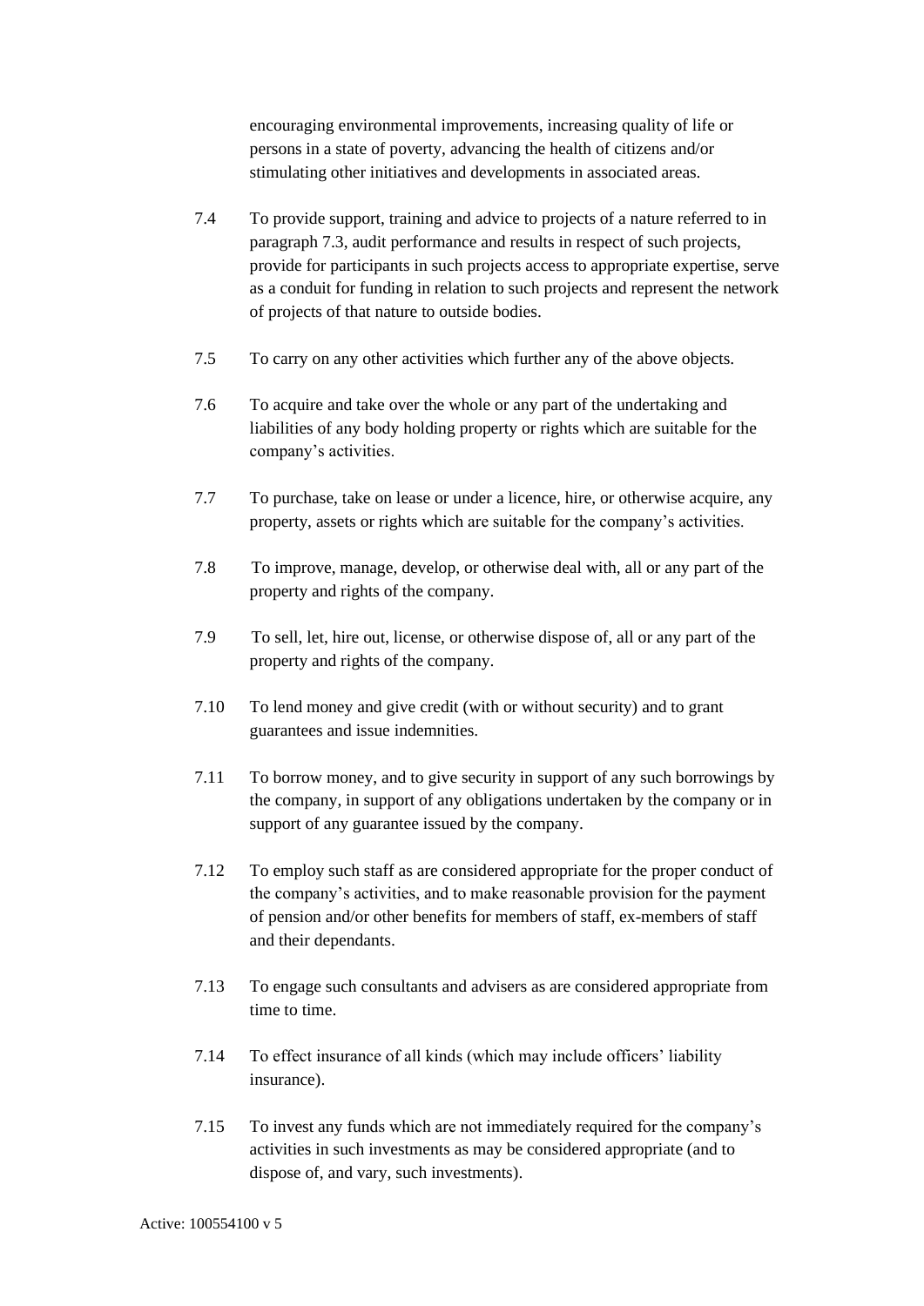encouraging environmental improvements, increasing quality of life or persons in a state of poverty, advancing the health of citizens and/or stimulating other initiatives and developments in associated areas.

7.4 To provide support, training and advice to projects of a nature referred to in paragraph 7.3, audit performance and results in respect of such projects, provide for participants in such projects access to appropriate expertise, serve as a conduit for funding in relation to such projects and represent the network of projects of that nature to outside bodies.

7.5 To carry on any other activities which further any of the above objects.

7.6 To acquire and take over the whole or any part of the undertaking and liabilities of any body holding property or rights which are suitable for the company's activities.

7.7 To purchase, take on lease or under a licence, hire, or otherwise acquire, any property, assets or rights which are suitable for the company's activities.

7.8 To improve, manage, develop, or otherwise deal with, all or any part of the property and rights of the company.

7.9 To sell, let, hire out, license, or otherwise dispose of, all or any part of the property and rights of the company.

7.10 To lend money and give credit (with or without security) and to grant guarantees and issue indemnities.

7.11 To borrow money, and to give security in support of any such borrowings by the company, in support of any obligations undertaken by the company or in support of any guarantee issued by the company.

7.12 To employ such staff as are considered appropriate for the proper conduct of the company's activities, and to make reasonable provision for the payment of pension and/or other benefits for members of staff, ex-members of staff and their dependants.

7.13 To engage such consultants and advisers as are considered appropriate from time to time.

7.14 To effect insurance of all kinds (which may include officers' liability insurance).

7.15 To invest any funds which are not immediately required for the company's activities in such investments as may be considered appropriate (and to dispose of, and vary, such investments).

Active: 100554100 v 5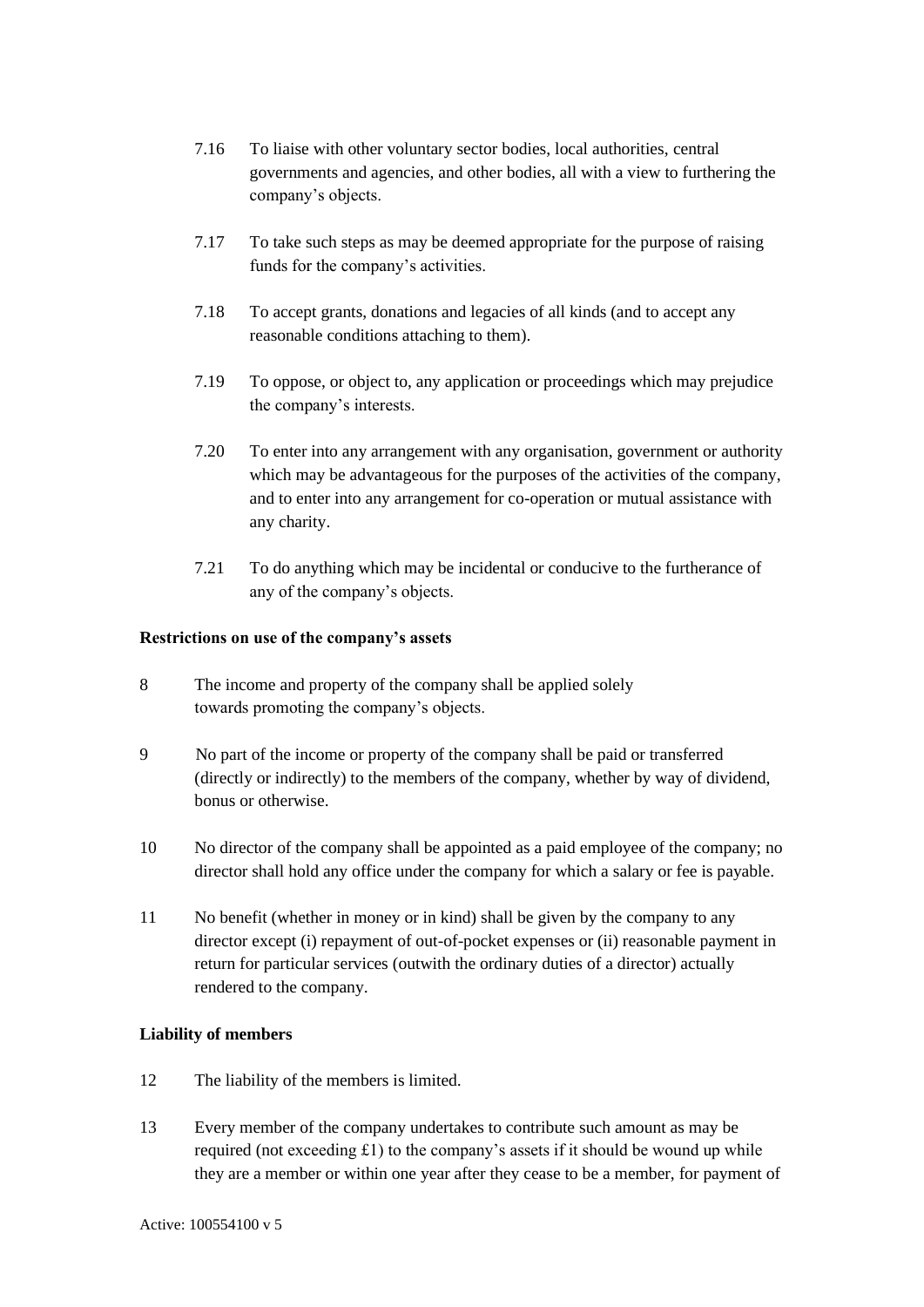7.16 To liaise with other voluntary sector bodies, local authorities, central governments and agencies, and other bodies, all with a view to furthering the company's objects.

7.17 To take such steps as may be deemed appropriate for the purpose of raising funds for the company's activities.

7.18 To accept grants, donations and legacies of all kinds (and to accept any reasonable conditions attaching to them).

7.19 To oppose, or object to, any application or proceedings which may prejudice the company's interests.

7.20 To enter into any arrangement with any organisation, government or authority which may be advantageous for the purposes of the activities of the company, and to enter into any arrangement for co-operation or mutual assistance with any charity.

7.21 To do anything which may be incidental or conducive to the furtherance of any of the company's objects.

**Restrictions on use of the company's assets**

8 The income and property of the company shall be applied solely towards promoting the company's objects.

9 No part of the income or property of the company shall be paid or transferred (directly or indirectly) to the members of the company, whether by way of dividend, bonus or otherwise.

10 No director of the company shall be appointed as a paid employee of the company; no director shall hold any office under the company for which a salary or fee is payable.

11 No benefit (whether in money or in kind) shall be given by the company to any director except (i) repayment of out-of-pocket expenses or (ii) reasonable payment in return for particular services (outwith the ordinary duties of a director) actually rendered to the company.

**Liability of members**

12 The liability of the members is limited.

13 Every member of the company undertakes to contribute such amount as may be required (not exceeding £1) to the company's assets if it should be wound up while they are a member or within one year after they cease to be a member, for payment of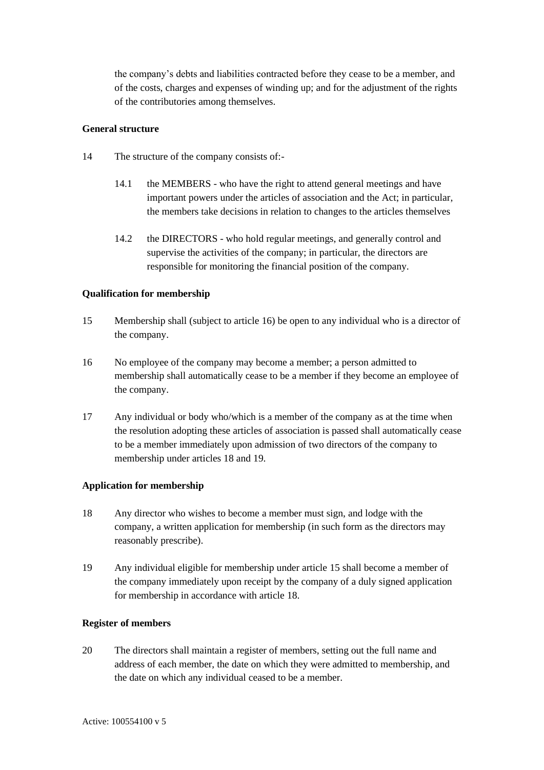the company's debts and liabilities contracted before they cease to be a member, and of the costs, charges and expenses of winding up; and for the adjustment of the rights of the contributories among themselves.

**General structure**

14 The structure of the company consists of:-

14.1 the MEMBERS - who have the right to attend general meetings and have important powers under the articles of association and the Act; in particular, the members take decisions in relation to changes to the articles themselves

14.2 the DIRECTORS - who hold regular meetings, and generally control and supervise the activities of the company; in particular, the directors are responsible for monitoring the financial position of the company.

**Qualification for membership**

15 Membership shall (subject to article 16) be open to any individual who is a director of the company.

16 No employee of the company may become a member; a person admitted to membership shall automatically cease to be a member if they become an employee of the company.

17 Any individual or body who/which is a member of the company as at the time when the resolution adopting these articles of association is passed shall automatically cease to be a member immediately upon admission of two directors of the company to membership under articles 18 and 19.

**Application for membership**

18 Any director who wishes to become a member must sign, and lodge with the company, a written application for membership (in such form as the directors may reasonably prescribe).

19 Any individual eligible for membership under article 15 shall become a member of the company immediately upon receipt by the company of a duly signed application for membership in accordance with article 18.

**Register of members**

20 The directors shall maintain a register of members, setting out the full name and address of each member, the date on which they were admitted to membership, and the date on which any individual ceased to be a member.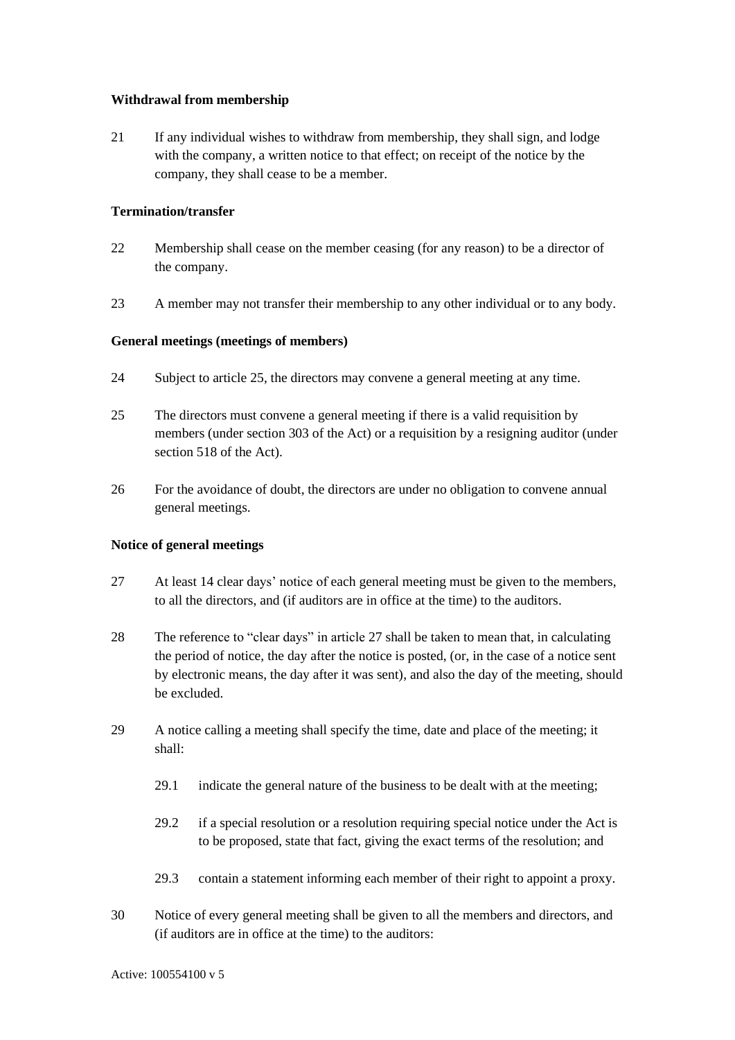**Withdrawal from membership**

21 If any individual wishes to withdraw from membership, they shall sign, and lodge with the company, a written notice to that effect; on receipt of the notice by the company, they shall cease to be a member.

**Termination/transfer**

22 Membership shall cease on the member ceasing (for any reason) to be a director of the company.

23 A member may not transfer their membership to any other individual or to any body.

**General meetings (meetings of members)**

24 Subject to article 25, the directors may convene a general meeting at any time.

25 The directors must convene a general meeting if there is a valid requisition by members (under section 303 of the Act) or a requisition by a resigning auditor (under section 518 of the Act).

26 For the avoidance of doubt, the directors are under no obligation to convene annual general meetings.

**Notice of general meetings**

27 At least 14 clear days' notice of each general meeting must be given to the members, to all the directors, and (if auditors are in office at the time) to the auditors.

28 The reference to "clear days" in article 27 shall be taken to mean that, in calculating the period of notice, the day after the notice is posted, (or, in the case of a notice sent by electronic means, the day after it was sent), and also the day of the meeting, should be excluded.

29 A notice calling a meeting shall specify the time, date and place of the meeting; it shall:

29.1 indicate the general nature of the business to be dealt with at the meeting;

29.2 if a special resolution or a resolution requiring special notice under the Act is to be proposed, state that fact, giving the exact terms of the resolution; and

29.3 contain a statement informing each member of their right to appoint a proxy.

30 Notice of every general meeting shall be given to all the members and directors, and (if auditors are in office at the time) to the auditors: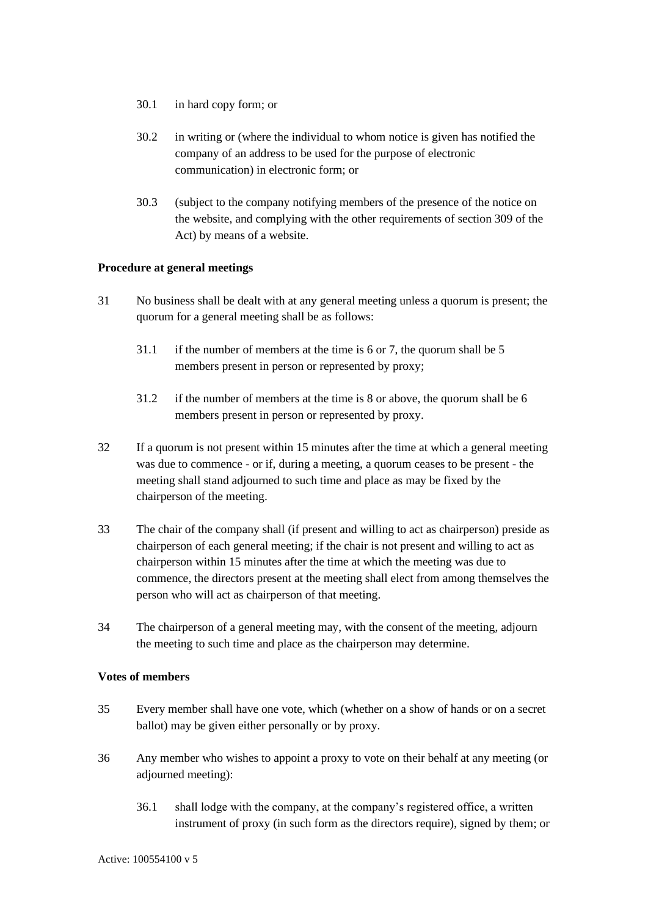30.1 in hard copy form; or

30.2 in writing or (where the individual to whom notice is given has notified the company of an address to be used for the purpose of electronic communication) in electronic form; or

30.3 (subject to the company notifying members of the presence of the notice on the website, and complying with the other requirements of section 309 of the Act) by means of a website.

**Procedure at general meetings**

31 No business shall be dealt with at any general meeting unless a quorum is present; the quorum for a general meeting shall be as follows:

31.1 if the number of members at the time is 6 or 7, the quorum shall be 5 members present in person or represented by proxy;

31.2 if the number of members at the time is 8 or above, the quorum shall be 6 members present in person or represented by proxy.

32 If a quorum is not present within 15 minutes after the time at which a general meeting was due to commence - or if, during a meeting, a quorum ceases to be present - the meeting shall stand adjourned to such time and place as may be fixed by the chairperson of the meeting.

33 The chair of the company shall (if present and willing to act as chairperson) preside as chairperson of each general meeting; if the chair is not present and willing to act as chairperson within 15 minutes after the time at which the meeting was due to commence, the directors present at the meeting shall elect from among themselves the person who will act as chairperson of that meeting.

34 The chairperson of a general meeting may, with the consent of the meeting, adjourn the meeting to such time and place as the chairperson may determine.

**Votes of members**

35 Every member shall have one vote, which (whether on a show of hands or on a secret ballot) may be given either personally or by proxy.

36 Any member who wishes to appoint a proxy to vote on their behalf at any meeting (or adjourned meeting):

36.1 shall lodge with the company, at the company's registered office, a written instrument of proxy (in such form as the directors require), signed by them; or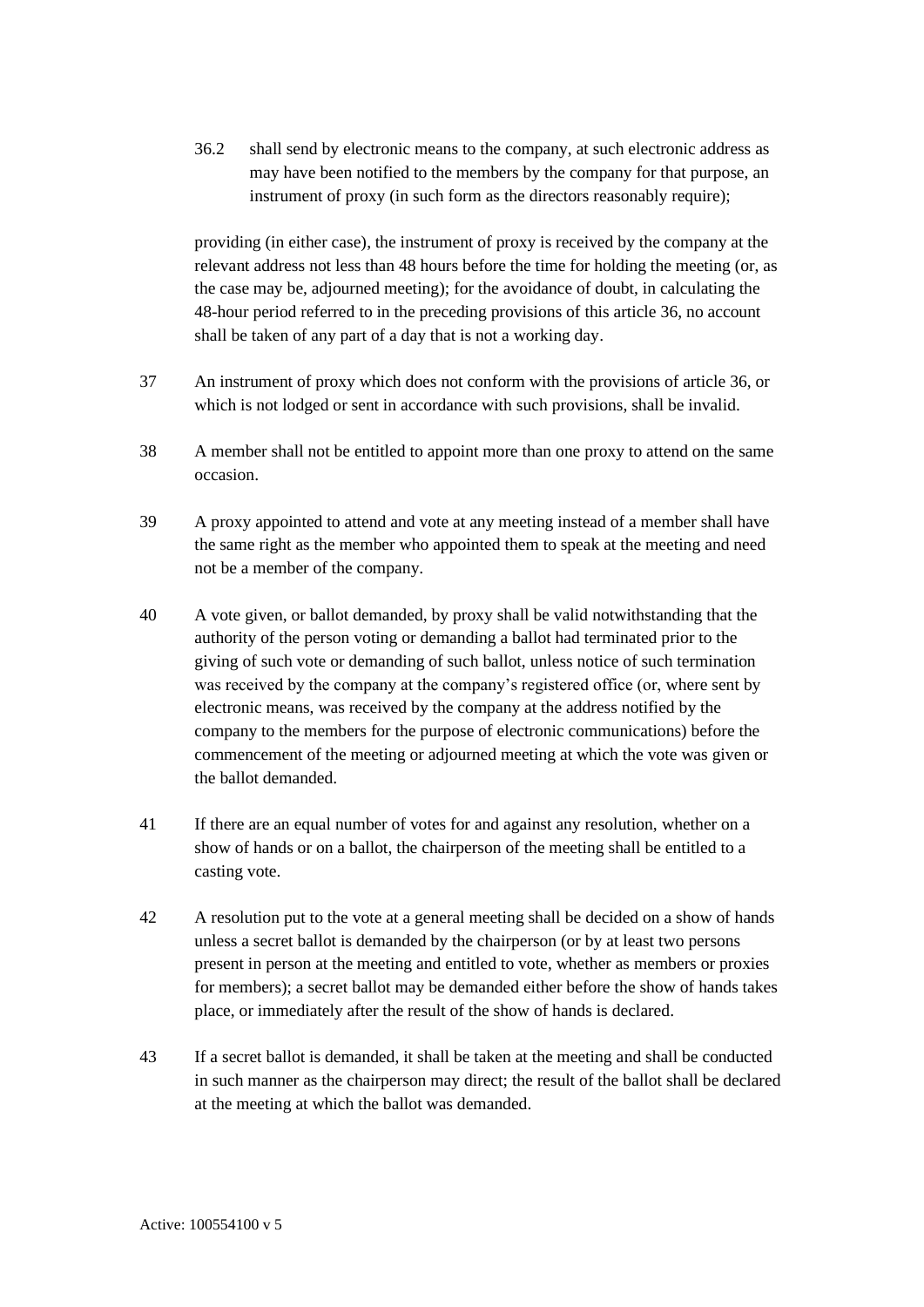36.2 shall send by electronic means to the company, at such electronic address as may have been notified to the members by the company for that purpose, an instrument of proxy (in such form as the directors reasonably require);

providing (in either case), the instrument of proxy is received by the company at the relevant address not less than 48 hours before the time for holding the meeting (or, as the case may be, adjourned meeting); for the avoidance of doubt, in calculating the 48-hour period referred to in the preceding provisions of this article 36, no account shall be taken of any part of a day that is not a working day.

37 An instrument of proxy which does not conform with the provisions of article 36, or which is not lodged or sent in accordance with such provisions, shall be invalid.

38 A member shall not be entitled to appoint more than one proxy to attend on the same occasion.

39 A proxy appointed to attend and vote at any meeting instead of a member shall have the same right as the member who appointed them to speak at the meeting and need not be a member of the company.

40 A vote given, or ballot demanded, by proxy shall be valid notwithstanding that the authority of the person voting or demanding a ballot had terminated prior to the giving of such vote or demanding of such ballot, unless notice of such termination was received by the company at the company's registered office (or, where sent by electronic means, was received by the company at the address notified by the company to the members for the purpose of electronic communications) before the commencement of the meeting or adjourned meeting at which the vote was given or the ballot demanded.

41 If there are an equal number of votes for and against any resolution, whether on a show of hands or on a ballot, the chairperson of the meeting shall be entitled to a casting vote.

42 A resolution put to the vote at a general meeting shall be decided on a show of hands unless a secret ballot is demanded by the chairperson (or by at least two persons present in person at the meeting and entitled to vote, whether as members or proxies for members); a secret ballot may be demanded either before the show of hands takes place, or immediately after the result of the show of hands is declared.

43 If a secret ballot is demanded, it shall be taken at the meeting and shall be conducted in such manner as the chairperson may direct; the result of the ballot shall be declared at the meeting at which the ballot was demanded.

Active: 100554100 v 5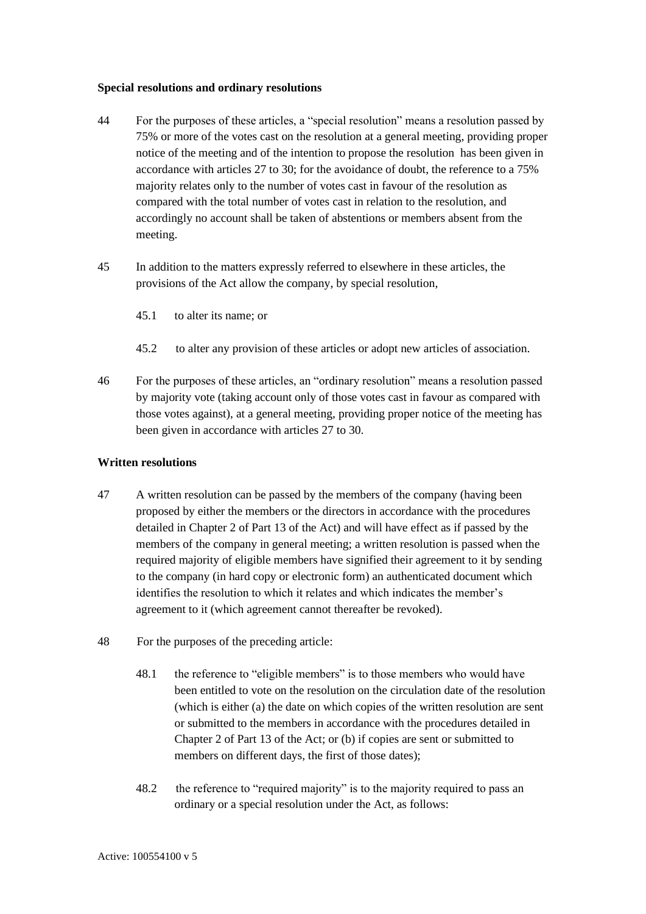**Special resolutions and ordinary resolutions**

44 For the purposes of these articles, a "special resolution" means a resolution passed by 75% or more of the votes cast on the resolution at a general meeting, providing proper notice of the meeting and of the intention to propose the resolution has been given in accordance with articles 27 to 30; for the avoidance of doubt, the reference to a 75% majority relates only to the number of votes cast in favour of the resolution as compared with the total number of votes cast in relation to the resolution, and accordingly no account shall be taken of abstentions or members absent from the meeting.

45 In addition to the matters expressly referred to elsewhere in these articles, the provisions of the Act allow the company, by special resolution,

45.1 to alter its name; or

45.2 to alter any provision of these articles or adopt new articles of association.

46 For the purposes of these articles, an "ordinary resolution" means a resolution passed by majority vote (taking account only of those votes cast in favour as compared with those votes against), at a general meeting, providing proper notice of the meeting has been given in accordance with articles 27 to 30.

**Written resolutions**

47 A written resolution can be passed by the members of the company (having been proposed by either the members or the directors in accordance with the procedures detailed in Chapter 2 of Part 13 of the Act) and will have effect as if passed by the members of the company in general meeting; a written resolution is passed when the required majority of eligible members have signified their agreement to it by sending to the company (in hard copy or electronic form) an authenticated document which identifies the resolution to which it relates and which indicates the member's agreement to it (which agreement cannot thereafter be revoked).

48 For the purposes of the preceding article:

48.1 the reference to "eligible members" is to those members who would have been entitled to vote on the resolution on the circulation date of the resolution (which is either (a) the date on which copies of the written resolution are sent or submitted to the members in accordance with the procedures detailed in Chapter 2 of Part 13 of the Act; or (b) if copies are sent or submitted to members on different days, the first of those dates);

48.2 the reference to "required majority" is to the majority required to pass an ordinary or a special resolution under the Act, as follows: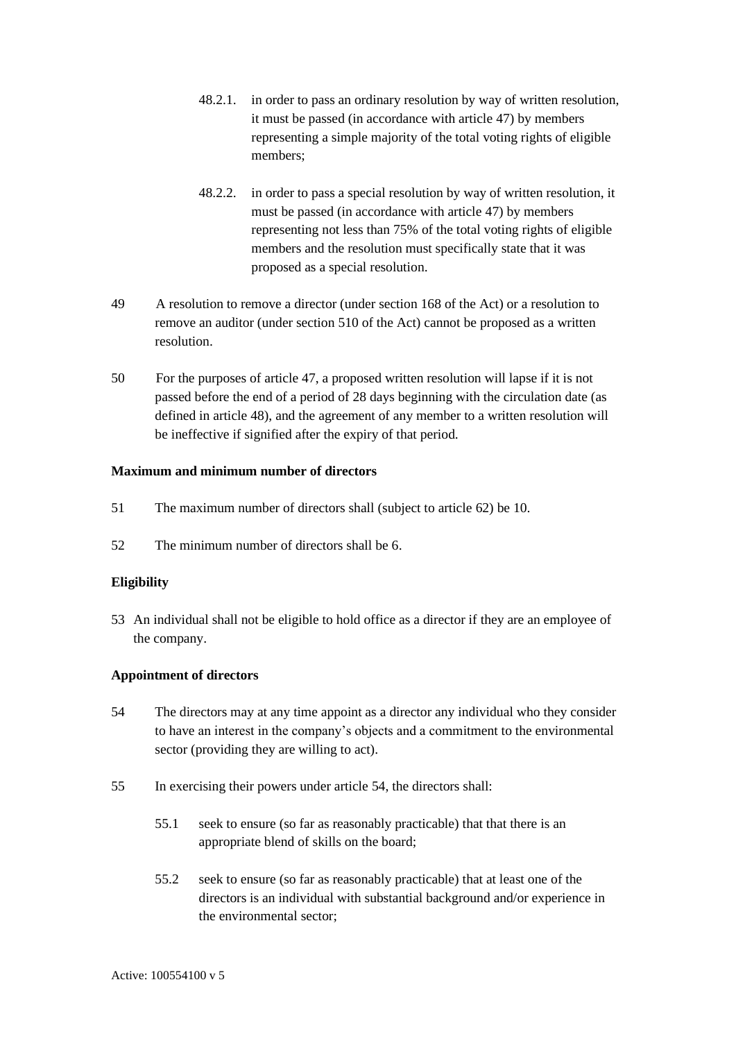48.2.1. in order to pass an ordinary resolution by way of written resolution, it must be passed (in accordance with article 47) by members representing a simple majority of the total voting rights of eligible members;

48.2.2. in order to pass a special resolution by way of written resolution, it must be passed (in accordance with article 47) by members representing not less than 75% of the total voting rights of eligible members and the resolution must specifically state that it was proposed as a special resolution.

49 A resolution to remove a director (under section 168 of the Act) or a resolution to remove an auditor (under section 510 of the Act) cannot be proposed as a written resolution.

50 For the purposes of article 47, a proposed written resolution will lapse if it is not passed before the end of a period of 28 days beginning with the circulation date (as defined in article 48), and the agreement of any member to a written resolution will be ineffective if signified after the expiry of that period.

**Maximum and minimum number of directors**

51 The maximum number of directors shall (subject to article 62) be 10.

52 The minimum number of directors shall be 6.

**Eligibility**

53 An individual shall not be eligible to hold office as a director if they are an employee of the company.

**Appointment of directors**

54 The directors may at any time appoint as a director any individual who they consider to have an interest in the company's objects and a commitment to the environmental sector (providing they are willing to act).

55 In exercising their powers under article 54, the directors shall:

55.1 seek to ensure (so far as reasonably practicable) that that there is an appropriate blend of skills on the board;

55.2 seek to ensure (so far as reasonably practicable) that at least one of the directors is an individual with substantial background and/or experience in the environmental sector;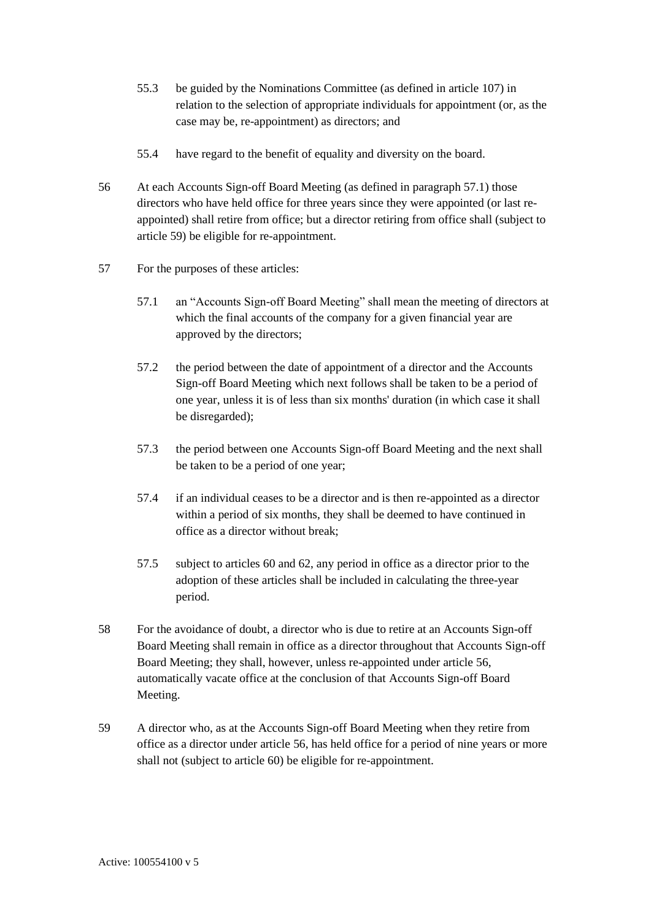55.3 be guided by the Nominations Committee (as defined in article 107) in relation to the selection of appropriate individuals for appointment (or, as the case may be, re-appointment) as directors; and

55.4 have regard to the benefit of equality and diversity on the board.

56 At each Accounts Sign-off Board Meeting (as defined in paragraph 57.1) those directors who have held office for three years since they were appointed (or last re-appointed) shall retire from office; but a director retiring from office shall (subject to article 59) be eligible for re-appointment.

57 For the purposes of these articles:

57.1 an "Accounts Sign-off Board Meeting" shall mean the meeting of directors at which the final accounts of the company for a given financial year are approved by the directors;

57.2 the period between the date of appointment of a director and the Accounts Sign-off Board Meeting which next follows shall be taken to be a period of one year, unless it is of less than six months' duration (in which case it shall be disregarded);

57.3 the period between one Accounts Sign-off Board Meeting and the next shall be taken to be a period of one year;

57.4 if an individual ceases to be a director and is then re-appointed as a director within a period of six months, they shall be deemed to have continued in office as a director without break;

57.5 subject to articles 60 and 62, any period in office as a director prior to the adoption of these articles shall be included in calculating the three-year period.

58 For the avoidance of doubt, a director who is due to retire at an Accounts Sign-off Board Meeting shall remain in office as a director throughout that Accounts Sign-off Board Meeting; they shall, however, unless re-appointed under article 56, automatically vacate office at the conclusion of that Accounts Sign-off Board Meeting.

59 A director who, as at the Accounts Sign-off Board Meeting when they retire from office as a director under article 56, has held office for a period of nine years or more shall not (subject to article 60) be eligible for re-appointment.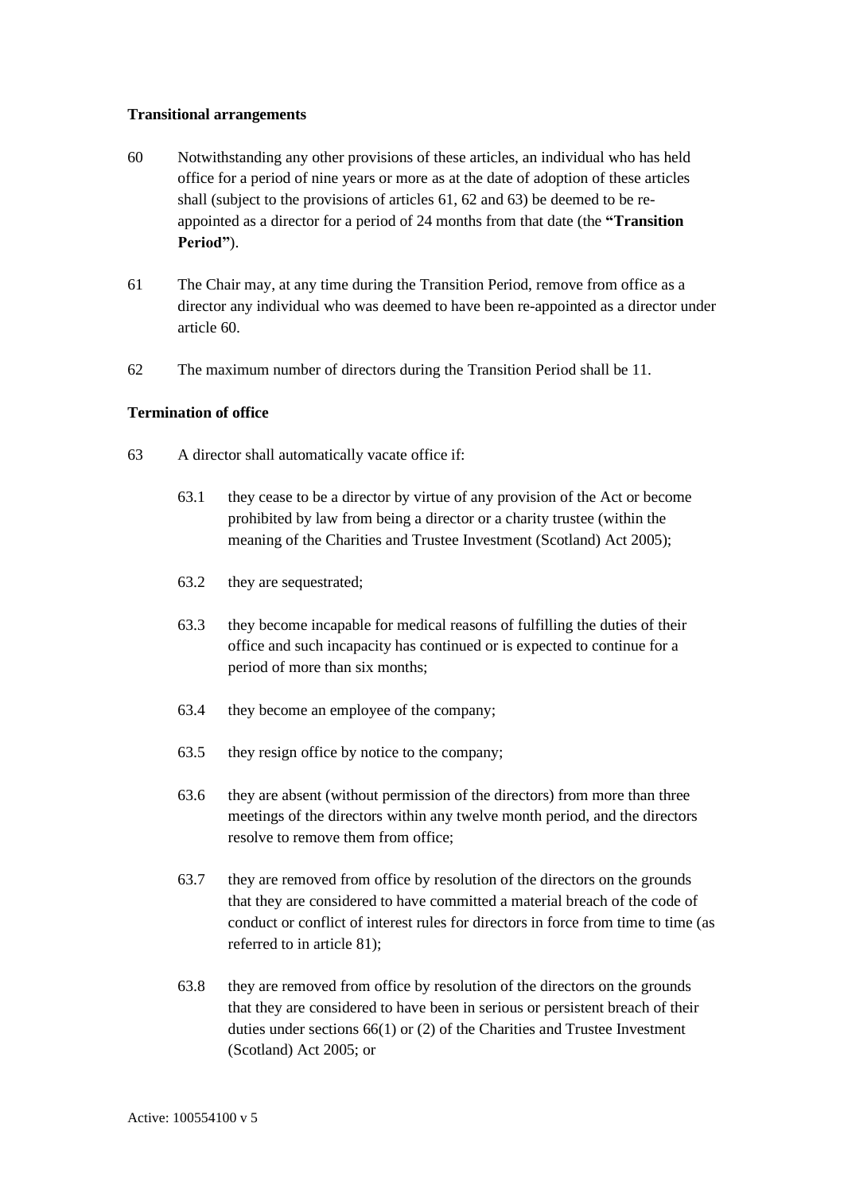**Transitional arrangements**

60 Notwithstanding any other provisions of these articles, an individual who has held office for a period of nine years or more as at the date of adoption of these articles shall (subject to the provisions of articles 61, 62 and 63) be deemed to be re-appointed as a director for a period of 24 months from that date (the **"Transition Period"**).

61 The Chair may, at any time during the Transition Period, remove from office as a director any individual who was deemed to have been re-appointed as a director under article 60.

62 The maximum number of directors during the Transition Period shall be 11.

**Termination of office**

63 A director shall automatically vacate office if:

63.1 they cease to be a director by virtue of any provision of the Act or become prohibited by law from being a director or a charity trustee (within the meaning of the Charities and Trustee Investment (Scotland) Act 2005);

63.2 they are sequestrated;

63.3 they become incapable for medical reasons of fulfilling the duties of their office and such incapacity has continued or is expected to continue for a period of more than six months;

63.4 they become an employee of the company;

63.5 they resign office by notice to the company;

63.6 they are absent (without permission of the directors) from more than three meetings of the directors within any twelve month period, and the directors resolve to remove them from office;

63.7 they are removed from office by resolution of the directors on the grounds that they are considered to have committed a material breach of the code of conduct or conflict of interest rules for directors in force from time to time (as referred to in article 81);

63.8 they are removed from office by resolution of the directors on the grounds that they are considered to have been in serious or persistent breach of their duties under sections 66(1) or (2) of the Charities and Trustee Investment (Scotland) Act 2005; or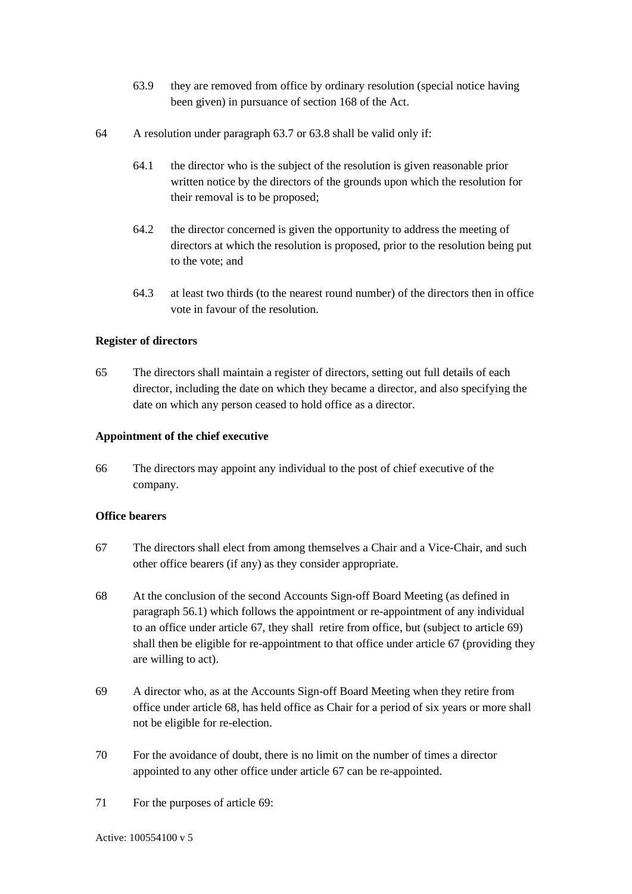63.9 they are removed from office by ordinary resolution (special notice having been given) in pursuance of section 168 of the Act.

64 A resolution under paragraph 63.7 or 63.8 shall be valid only if:

64.1 the director who is the subject of the resolution is given reasonable prior written notice by the directors of the grounds upon which the resolution for their removal is to be proposed;

64.2 the director concerned is given the opportunity to address the meeting of directors at which the resolution is proposed, prior to the resolution being put to the vote; and

64.3 at least two thirds (to the nearest round number) of the directors then in office vote in favour of the resolution.

**Register of directors**

65 The directors shall maintain a register of directors, setting out full details of each director, including the date on which they became a director, and also specifying the date on which any person ceased to hold office as a director.

**Appointment of the chief executive**

66 The directors may appoint any individual to the post of chief executive of the company.

**Office bearers**

67 The directors shall elect from among themselves a Chair and a Vice-Chair, and such other office bearers (if any) as they consider appropriate.

68 At the conclusion of the second Accounts Sign-off Board Meeting (as defined in paragraph 56.1) which follows the appointment or re-appointment of any individual to an office under article 67, they shall retire from office, but (subject to article 69) shall then be eligible for re-appointment to that office under article 67 (providing they are willing to act).

69 A director who, as at the Accounts Sign-off Board Meeting when they retire from office under article 68, has held office as Chair for a period of six years or more shall not be eligible for re-election.

70 For the avoidance of doubt, there is no limit on the number of times a director appointed to any other office under article 67 can be re-appointed.

71 For the purposes of article 69: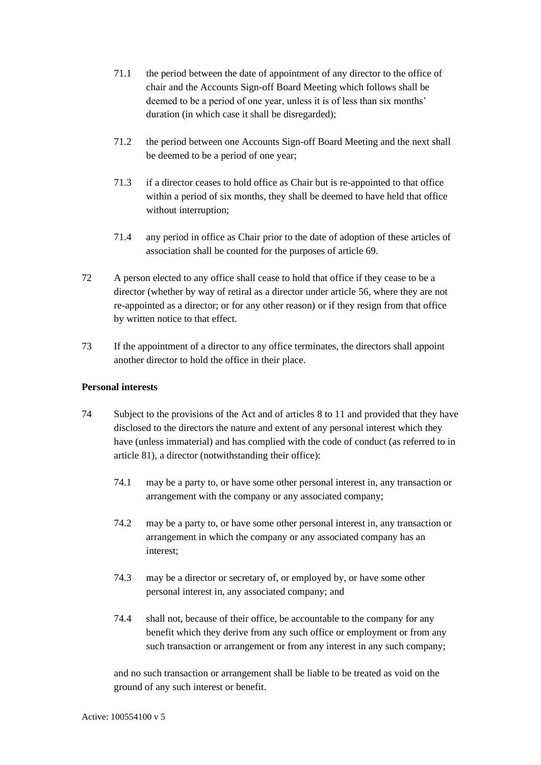71.1 the period between the date of appointment of any director to the office of chair and the Accounts Sign-off Board Meeting which follows shall be deemed to be a period of one year, unless it is of less than six months' duration (in which case it shall be disregarded);

71.2 the period between one Accounts Sign-off Board Meeting and the next shall be deemed to be a period of one year;

71.3 if a director ceases to hold office as Chair but is re-appointed to that office within a period of six months, they shall be deemed to have held that office without interruption;

71.4 any period in office as Chair prior to the date of adoption of these articles of association shall be counted for the purposes of article 69.

72 A person elected to any office shall cease to hold that office if they cease to be a director (whether by way of retiral as a director under article 56, where they are not re-appointed as a director; or for any other reason) or if they resign from that office by written notice to that effect.

73 If the appointment of a director to any office terminates, the directors shall appoint another director to hold the office in their place.

**Personal interests**

74 Subject to the provisions of the Act and of articles 8 to 11 and provided that they have disclosed to the directors the nature and extent of any personal interest which they have (unless immaterial) and has complied with the code of conduct (as referred to in article 81), a director (notwithstanding their office):

74.1 may be a party to, or have some other personal interest in, any transaction or arrangement with the company or any associated company;

74.2 may be a party to, or have some other personal interest in, any transaction or arrangement in which the company or any associated company has an interest;

74.3 may be a director or secretary of, or employed by, or have some other personal interest in, any associated company; and

74.4 shall not, because of their office, be accountable to the company for any benefit which they derive from any such office or employment or from any such transaction or arrangement or from any interest in any such company;

and no such transaction or arrangement shall be liable to be treated as void on the ground of any such interest or benefit.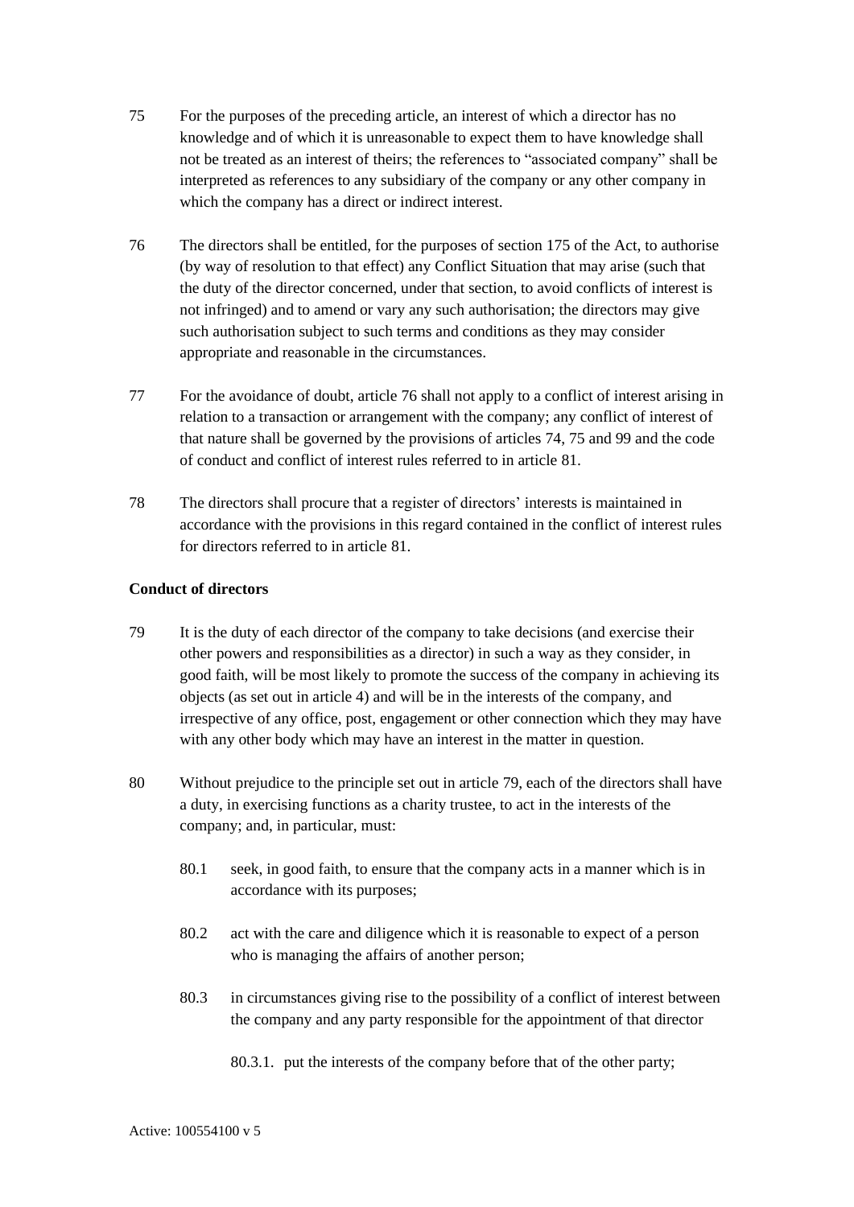75 For the purposes of the preceding article, an interest of which a director has no knowledge and of which it is unreasonable to expect them to have knowledge shall not be treated as an interest of theirs; the references to "associated company" shall be interpreted as references to any subsidiary of the company or any other company in which the company has a direct or indirect interest.

76 The directors shall be entitled, for the purposes of section 175 of the Act, to authorise (by way of resolution to that effect) any Conflict Situation that may arise (such that the duty of the director concerned, under that section, to avoid conflicts of interest is not infringed) and to amend or vary any such authorisation; the directors may give such authorisation subject to such terms and conditions as they may consider appropriate and reasonable in the circumstances.

77 For the avoidance of doubt, article 76 shall not apply to a conflict of interest arising in relation to a transaction or arrangement with the company; any conflict of interest of that nature shall be governed by the provisions of articles 74, 75 and 99 and the code of conduct and conflict of interest rules referred to in article 81.

78 The directors shall procure that a register of directors' interests is maintained in accordance with the provisions in this regard contained in the conflict of interest rules for directors referred to in article 81.

**Conduct of directors**

79 It is the duty of each director of the company to take decisions (and exercise their other powers and responsibilities as a director) in such a way as they consider, in good faith, will be most likely to promote the success of the company in achieving its objects (as set out in article 4) and will be in the interests of the company, and irrespective of any office, post, engagement or other connection which they may have with any other body which may have an interest in the matter in question.

80 Without prejudice to the principle set out in article 79, each of the directors shall have a duty, in exercising functions as a charity trustee, to act in the interests of the company; and, in particular, must:

   80.1 seek, in good faith, to ensure that the company acts in a manner which is in accordance with its purposes;

   80.2 act with the care and diligence which it is reasonable to expect of a person who is managing the affairs of another person;

   80.3 in circumstances giving rise to the possibility of a conflict of interest between the company and any party responsible for the appointment of that director

      80.3.1. put the interests of the company before that of the other party;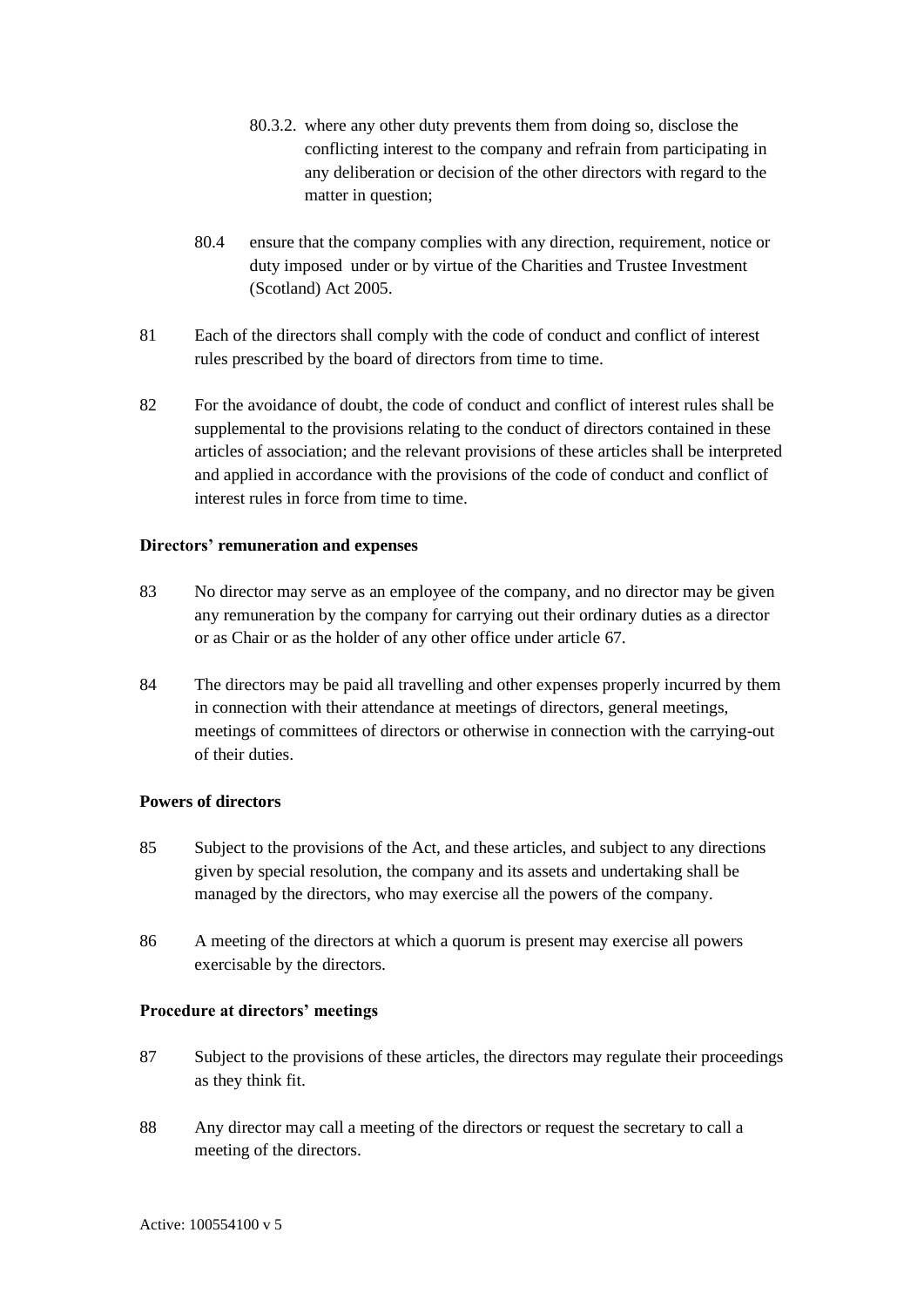80.3.2. where any other duty prevents them from doing so, disclose the conflicting interest to the company and refrain from participating in any deliberation or decision of the other directors with regard to the matter in question;

80.4 ensure that the company complies with any direction, requirement, notice or duty imposed under or by virtue of the Charities and Trustee Investment (Scotland) Act 2005.

81 Each of the directors shall comply with the code of conduct and conflict of interest rules prescribed by the board of directors from time to time.

82 For the avoidance of doubt, the code of conduct and conflict of interest rules shall be supplemental to the provisions relating to the conduct of directors contained in these articles of association; and the relevant provisions of these articles shall be interpreted and applied in accordance with the provisions of the code of conduct and conflict of interest rules in force from time to time.

**Directors' remuneration and expenses**

83 No director may serve as an employee of the company, and no director may be given any remuneration by the company for carrying out their ordinary duties as a director or as Chair or as the holder of any other office under article 67.

84 The directors may be paid all travelling and other expenses properly incurred by them in connection with their attendance at meetings of directors, general meetings, meetings of committees of directors or otherwise in connection with the carrying-out of their duties.

**Powers of directors**

85 Subject to the provisions of the Act, and these articles, and subject to any directions given by special resolution, the company and its assets and undertaking shall be managed by the directors, who may exercise all the powers of the company.

86 A meeting of the directors at which a quorum is present may exercise all powers exercisable by the directors.

**Procedure at directors' meetings**

87 Subject to the provisions of these articles, the directors may regulate their proceedings as they think fit.

88 Any director may call a meeting of the directors or request the secretary to call a meeting of the directors.

Active: 100554100 v 5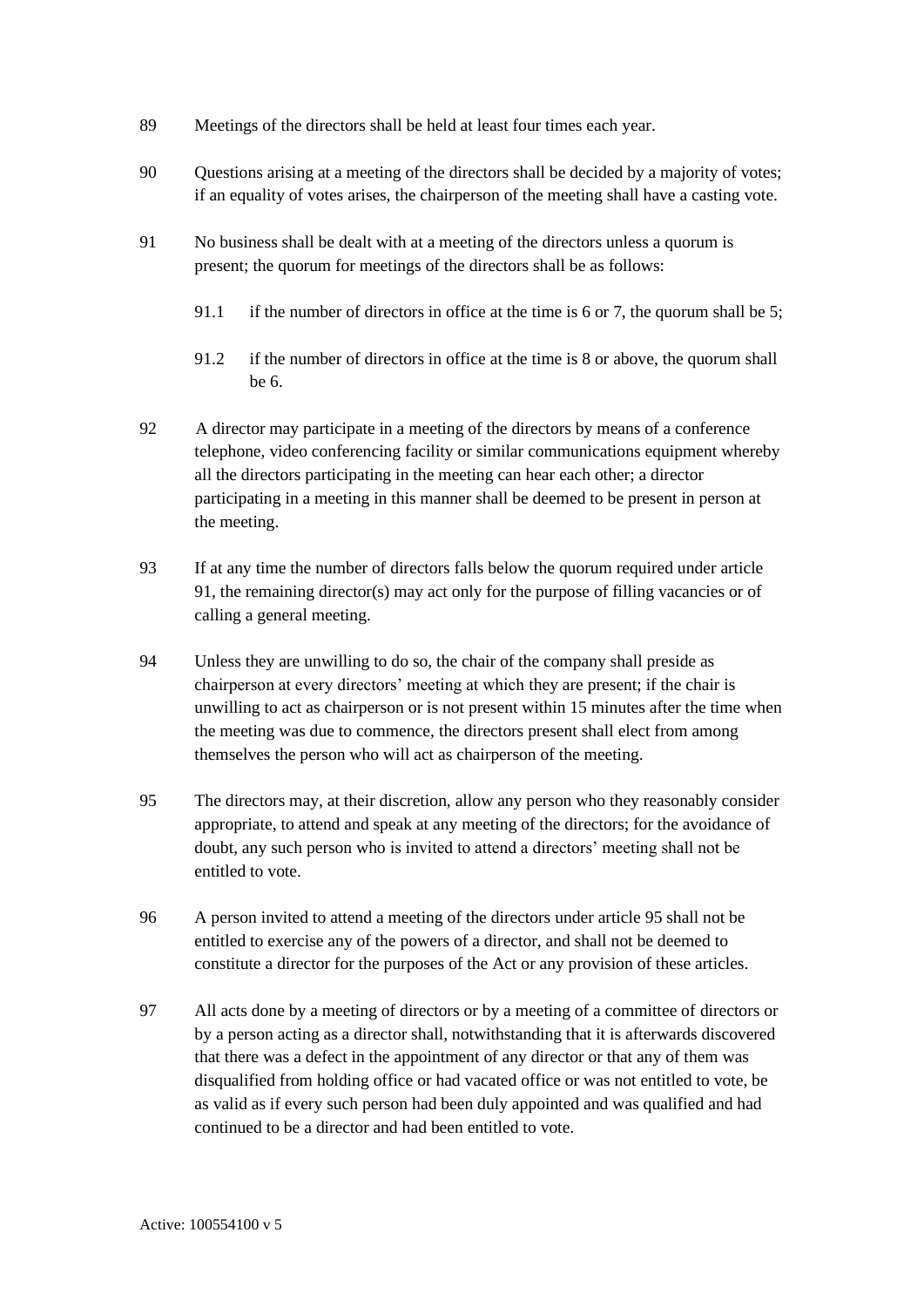89 Meetings of the directors shall be held at least four times each year.

90 Questions arising at a meeting of the directors shall be decided by a majority of votes; if an equality of votes arises, the chairperson of the meeting shall have a casting vote.

91 No business shall be dealt with at a meeting of the directors unless a quorum is present; the quorum for meetings of the directors shall be as follows:

  91.1 if the number of directors in office at the time is 6 or 7, the quorum shall be 5;

  91.2 if the number of directors in office at the time is 8 or above, the quorum shall be 6.

92 A director may participate in a meeting of the directors by means of a conference telephone, video conferencing facility or similar communications equipment whereby all the directors participating in the meeting can hear each other; a director participating in a meeting in this manner shall be deemed to be present in person at the meeting.

93 If at any time the number of directors falls below the quorum required under article 91, the remaining director(s) may act only for the purpose of filling vacancies or of calling a general meeting.

94 Unless they are unwilling to do so, the chair of the company shall preside as chairperson at every directors' meeting at which they are present; if the chair is unwilling to act as chairperson or is not present within 15 minutes after the time when the meeting was due to commence, the directors present shall elect from among themselves the person who will act as chairperson of the meeting.

95 The directors may, at their discretion, allow any person who they reasonably consider appropriate, to attend and speak at any meeting of the directors; for the avoidance of doubt, any such person who is invited to attend a directors' meeting shall not be entitled to vote.

96 A person invited to attend a meeting of the directors under article 95 shall not be entitled to exercise any of the powers of a director, and shall not be deemed to constitute a director for the purposes of the Act or any provision of these articles.

97 All acts done by a meeting of directors or by a meeting of a committee of directors or by a person acting as a director shall, notwithstanding that it is afterwards discovered that there was a defect in the appointment of any director or that any of them was disqualified from holding office or had vacated office or was not entitled to vote, be as valid as if every such person had been duly appointed and was qualified and had continued to be a director and had been entitled to vote.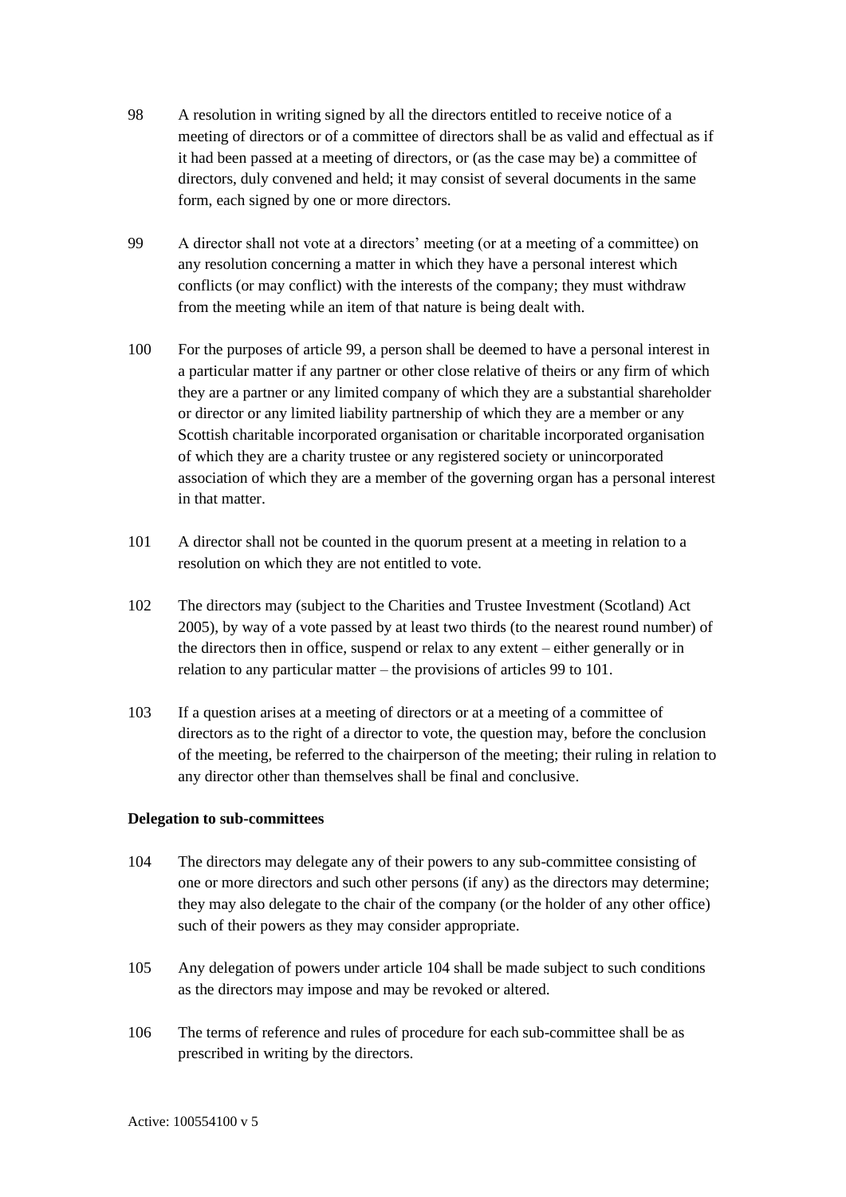98 A resolution in writing signed by all the directors entitled to receive notice of a meeting of directors or of a committee of directors shall be as valid and effectual as if it had been passed at a meeting of directors, or (as the case may be) a committee of directors, duly convened and held; it may consist of several documents in the same form, each signed by one or more directors.

99 A director shall not vote at a directors' meeting (or at a meeting of a committee) on any resolution concerning a matter in which they have a personal interest which conflicts (or may conflict) with the interests of the company; they must withdraw from the meeting while an item of that nature is being dealt with.

100 For the purposes of article 99, a person shall be deemed to have a personal interest in a particular matter if any partner or other close relative of theirs or any firm of which they are a partner or any limited company of which they are a substantial shareholder or director or any limited liability partnership of which they are a member or any Scottish charitable incorporated organisation or charitable incorporated organisation of which they are a charity trustee or any registered society or unincorporated association of which they are a member of the governing organ has a personal interest in that matter.

101 A director shall not be counted in the quorum present at a meeting in relation to a resolution on which they are not entitled to vote.

102 The directors may (subject to the Charities and Trustee Investment (Scotland) Act 2005), by way of a vote passed by at least two thirds (to the nearest round number) of the directors then in office, suspend or relax to any extent – either generally or in relation to any particular matter – the provisions of articles 99 to 101.

103 If a question arises at a meeting of directors or at a meeting of a committee of directors as to the right of a director to vote, the question may, before the conclusion of the meeting, be referred to the chairperson of the meeting; their ruling in relation to any director other than themselves shall be final and conclusive.

**Delegation to sub-committees**

104 The directors may delegate any of their powers to any sub-committee consisting of one or more directors and such other persons (if any) as the directors may determine; they may also delegate to the chair of the company (or the holder of any other office) such of their powers as they may consider appropriate.

105 Any delegation of powers under article 104 shall be made subject to such conditions as the directors may impose and may be revoked or altered.

106 The terms of reference and rules of procedure for each sub-committee shall be as prescribed in writing by the directors.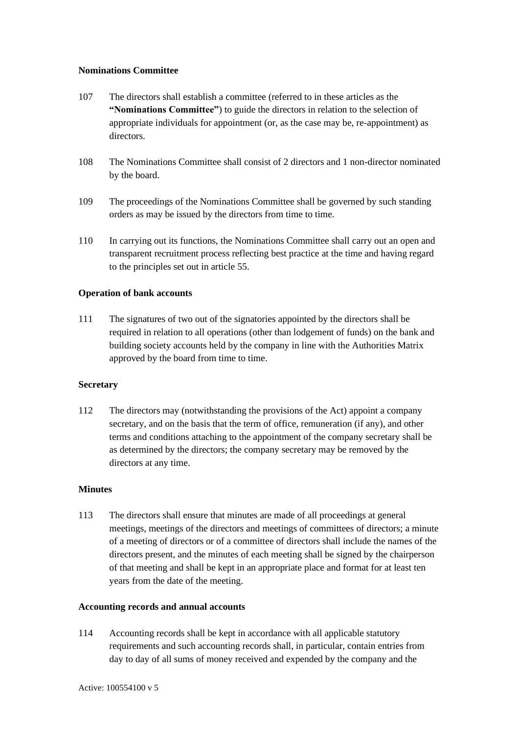**Nominations Committee**

107 The directors shall establish a committee (referred to in these articles as the **"Nominations Committee"**) to guide the directors in relation to the selection of appropriate individuals for appointment (or, as the case may be, re-appointment) as directors.

108 The Nominations Committee shall consist of 2 directors and 1 non-director nominated by the board.

109 The proceedings of the Nominations Committee shall be governed by such standing orders as may be issued by the directors from time to time.

110 In carrying out its functions, the Nominations Committee shall carry out an open and transparent recruitment process reflecting best practice at the time and having regard to the principles set out in article 55.

**Operation of bank accounts**

111 The signatures of two out of the signatories appointed by the directors shall be required in relation to all operations (other than lodgement of funds) on the bank and building society accounts held by the company in line with the Authorities Matrix approved by the board from time to time.

**Secretary**

112 The directors may (notwithstanding the provisions of the Act) appoint a company secretary, and on the basis that the term of office, remuneration (if any), and other terms and conditions attaching to the appointment of the company secretary shall be as determined by the directors; the company secretary may be removed by the directors at any time.

**Minutes**

113 The directors shall ensure that minutes are made of all proceedings at general meetings, meetings of the directors and meetings of committees of directors; a minute of a meeting of directors or of a committee of directors shall include the names of the directors present, and the minutes of each meeting shall be signed by the chairperson of that meeting and shall be kept in an appropriate place and format for at least ten years from the date of the meeting.

**Accounting records and annual accounts**

114 Accounting records shall be kept in accordance with all applicable statutory requirements and such accounting records shall, in particular, contain entries from day to day of all sums of money received and expended by the company and the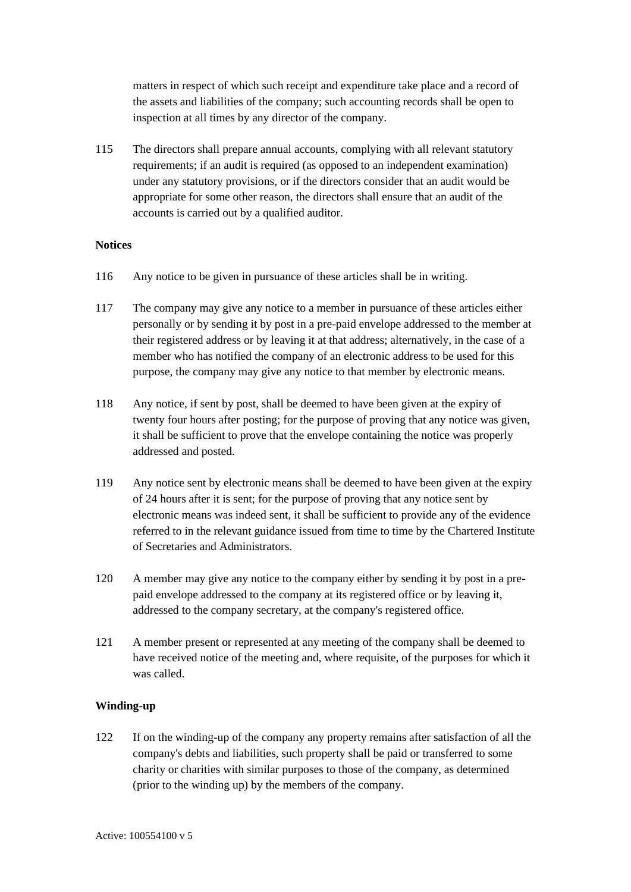matters in respect of which such receipt and expenditure take place and a record of the assets and liabilities of the company; such accounting records shall be open to inspection at all times by any director of the company.

115 The directors shall prepare annual accounts, complying with all relevant statutory requirements; if an audit is required (as opposed to an independent examination) under any statutory provisions, or if the directors consider that an audit would be appropriate for some other reason, the directors shall ensure that an audit of the accounts is carried out by a qualified auditor.

**Notices**

116 Any notice to be given in pursuance of these articles shall be in writing.

117 The company may give any notice to a member in pursuance of these articles either personally or by sending it by post in a pre-paid envelope addressed to the member at their registered address or by leaving it at that address; alternatively, in the case of a member who has notified the company of an electronic address to be used for this purpose, the company may give any notice to that member by electronic means.

118 Any notice, if sent by post, shall be deemed to have been given at the expiry of twenty four hours after posting; for the purpose of proving that any notice was given, it shall be sufficient to prove that the envelope containing the notice was properly addressed and posted.

119 Any notice sent by electronic means shall be deemed to have been given at the expiry of 24 hours after it is sent; for the purpose of proving that any notice sent by electronic means was indeed sent, it shall be sufficient to provide any of the evidence referred to in the relevant guidance issued from time to time by the Chartered Institute of Secretaries and Administrators.

120 A member may give any notice to the company either by sending it by post in a pre-paid envelope addressed to the company at its registered office or by leaving it, addressed to the company secretary, at the company's registered office.

121 A member present or represented at any meeting of the company shall be deemed to have received notice of the meeting and, where requisite, of the purposes for which it was called.

**Winding-up**

122 If on the winding-up of the company any property remains after satisfaction of all the company's debts and liabilities, such property shall be paid or transferred to some charity or charities with similar purposes to those of the company, as determined (prior to the winding up) by the members of the company.

Active: 100554100 v 5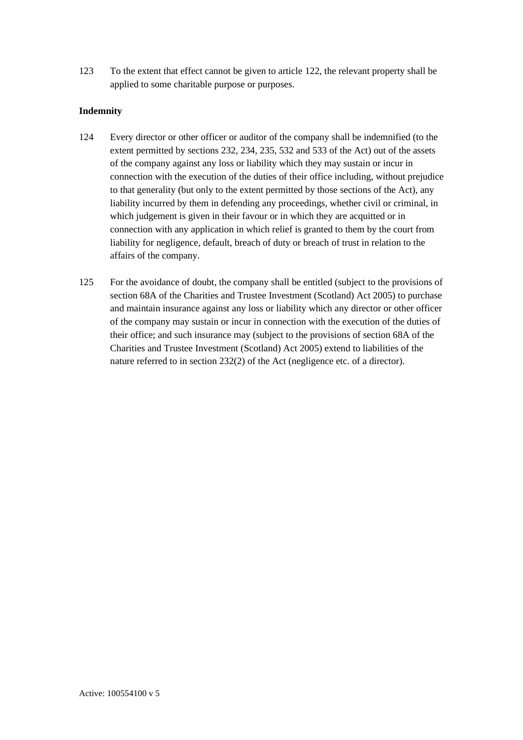123 To the extent that effect cannot be given to article 122, the relevant property shall be applied to some charitable purpose or purposes.

**Indemnity**

124 Every director or other officer or auditor of the company shall be indemnified (to the extent permitted by sections 232, 234, 235, 532 and 533 of the Act) out of the assets of the company against any loss or liability which they may sustain or incur in connection with the execution of the duties of their office including, without prejudice to that generality (but only to the extent permitted by those sections of the Act), any liability incurred by them in defending any proceedings, whether civil or criminal, in which judgement is given in their favour or in which they are acquitted or in connection with any application in which relief is granted to them by the court from liability for negligence, default, breach of duty or breach of trust in relation to the affairs of the company.

125 For the avoidance of doubt, the company shall be entitled (subject to the provisions of section 68A of the Charities and Trustee Investment (Scotland) Act 2005) to purchase and maintain insurance against any loss or liability which any director or other officer of the company may sustain or incur in connection with the execution of the duties of their office; and such insurance may (subject to the provisions of section 68A of the Charities and Trustee Investment (Scotland) Act 2005) extend to liabilities of the nature referred to in section 232(2) of the Act (negligence etc. of a director).

Active: 100554100 v 5